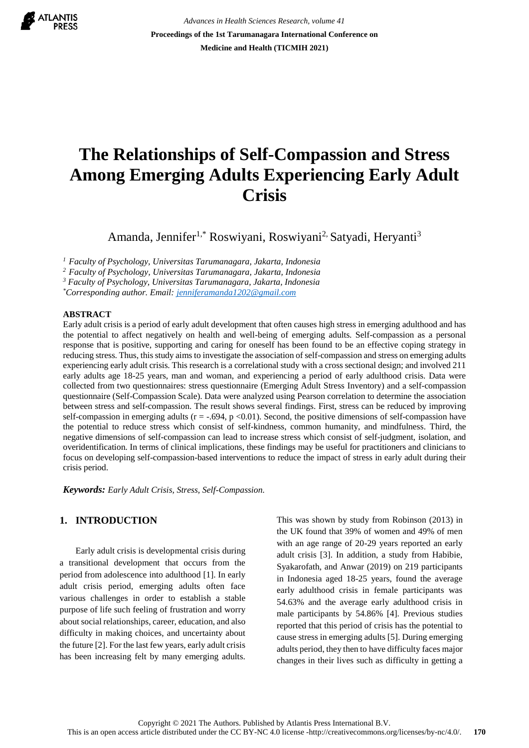# The Relationships of Self-Compassion and Stress Among Emerging Adults Experiencing Early Adult Crisis

Amanda, Jennifer[1,*] Roswiyani, Roswiyani[2,] Satyadi, Heryanti[3]

[1] *Faculty of Psychology, Universitas Tarumanagara, Jakarta, Indonesia*
[2] *Faculty of Psychology, Universitas Tarumanagara, Jakarta, Indonesia*
[3] *Faculty of Psychology, Universitas Tarumanagara, Jakarta, Indonesia*
[*] *Corresponding author. Email: jenniferamanda1202@gmail.com*

## ABSTRACT

Early adult crisis is a period of early adult development that often causes high stress in emerging adulthood and has the potential to affect negatively on health and well-being of emerging adults. Self-compassion as a personal response that is positive, supporting and caring for oneself has been found to be an effective coping strategy in reducing stress. Thus, this study aims to investigate the association of self-compassion and stress on emerging adults experiencing early adult crisis. This research is a correlational study with a cross sectional design; and involved 211 early adults age 18-25 years, man and woman, and experiencing a period of early adulthood crisis. Data were collected from two questionnaires: stress questionnaire (Emerging Adult Stress Inventory) and a self-compassion questionnaire (Self-Compassion Scale). Data were analyzed using Pearson correlation to determine the association between stress and self-compassion. The result shows several findings. First, stress can be reduced by improving self-compassion in emerging adults ($r = -.694$, $p < 0.01$). Second, the positive dimensions of self-compassion have the potential to reduce stress which consist of self-kindness, common humanity, and mindfulness. Third, the negative dimensions of self-compassion can lead to increase stress which consist of self-judgment, isolation, and overidentification. In terms of clinical implications, these findings may be useful for practitioners and clinicians to focus on developing self-compassion-based interventions to reduce the impact of stress in early adult during their crisis period.

***Keywords:*** *Early Adult Crisis, Stress, Self-Compassion.*

## 1. INTRODUCTION

Early adult crisis is developmental crisis during a transitional development that occurs from the period from adolescence into adulthood [1]. In early adult crisis period, emerging adults often face various challenges in order to establish a stable purpose of life such feeling of frustration and worry about social relationships, career, education, and also difficulty in making choices, and uncertainty about the future [2]. For the last few years, early adult crisis has been increasing felt by many emerging adults. This was shown by study from Robinson (2013) in the UK found that 39% of women and 49% of men with an age range of 20-29 years reported an early adult crisis [3]. In addition, a study from Habibie, Syakarofath, and Anwar (2019) on 219 participants in Indonesia aged 18-25 years, found the average early adulthood crisis in female participants was 54.63% and the average early adulthood crisis in male participants by 54.86% [4]. Previous studies reported that this period of crisis has the potential to cause stress in emerging adults [5]. During emerging adults period, they then to have difficulty faces major changes in their lives such as difficulty in getting a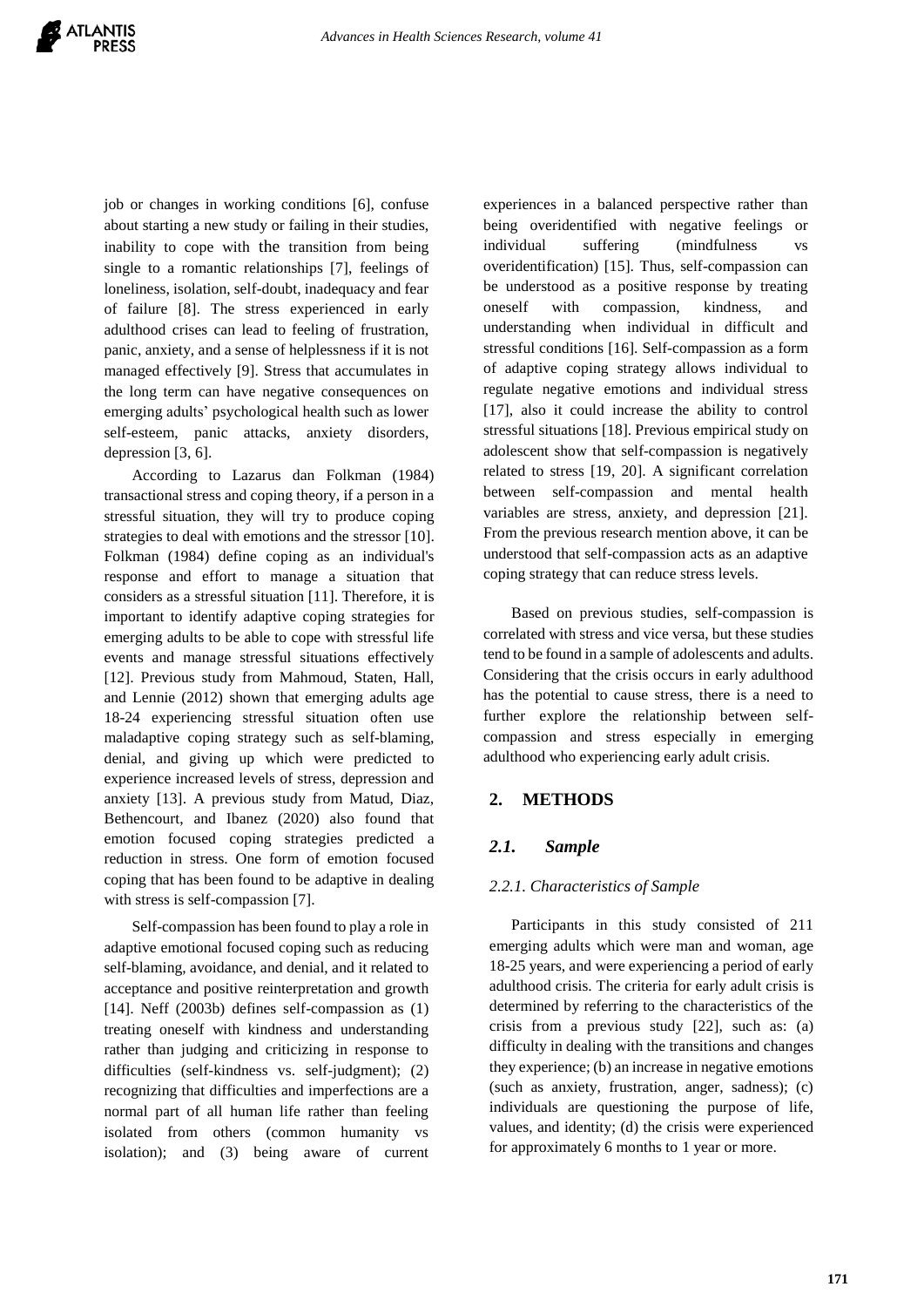job or changes in working conditions [6], confuse about starting a new study or failing in their studies, inability to cope with the transition from being single to a romantic relationships [7], feelings of loneliness, isolation, self-doubt, inadequacy and fear of failure [8]. The stress experienced in early adulthood crises can lead to feeling of frustration, panic, anxiety, and a sense of helplessness if it is not managed effectively [9]. Stress that accumulates in the long term can have negative consequences on emerging adults' psychological health such as lower self-esteem, panic attacks, anxiety disorders, depression [3, 6].

According to Lazarus dan Folkman (1984) transactional stress and coping theory, if a person in a stressful situation, they will try to produce coping strategies to deal with emotions and the stressor [10]. Folkman (1984) define coping as an individual's response and effort to manage a situation that considers as a stressful situation [11]. Therefore, it is important to identify adaptive coping strategies for emerging adults to be able to cope with stressful life events and manage stressful situations effectively [12]. Previous study from Mahmoud, Staten, Hall, and Lennie (2012) shown that emerging adults age 18-24 experiencing stressful situation often use maladaptive coping strategy such as self-blaming, denial, and giving up which were predicted to experience increased levels of stress, depression and anxiety [13]. A previous study from Matud, Diaz, Bethencourt, and Ibanez (2020) also found that emotion focused coping strategies predicted a reduction in stress. One form of emotion focused coping that has been found to be adaptive in dealing with stress is self-compassion [7].

Self-compassion has been found to play a role in adaptive emotional focused coping such as reducing self-blaming, avoidance, and denial, and it related to acceptance and positive reinterpretation and growth [14]. Neff (2003b) defines self-compassion as (1) treating oneself with kindness and understanding rather than judging and criticizing in response to difficulties (self-kindness vs. self-judgment); (2) recognizing that difficulties and imperfections are a normal part of all human life rather than feeling isolated from others (common humanity vs isolation); and (3) being aware of current experiences in a balanced perspective rather than being overidentified with negative feelings or individual suffering (mindfulness vs overidentification) [15]. Thus, self-compassion can be understood as a positive response by treating oneself with compassion, kindness, and understanding when individual in difficult and stressful conditions [16]. Self-compassion as a form of adaptive coping strategy allows individual to regulate negative emotions and individual stress [17], also it could increase the ability to control stressful situations [18]. Previous empirical study on adolescent show that self-compassion is negatively related to stress [19, 20]. A significant correlation between self-compassion and mental health variables are stress, anxiety, and depression [21]. From the previous research mention above, it can be understood that self-compassion acts as an adaptive coping strategy that can reduce stress levels.

Based on previous studies, self-compassion is correlated with stress and vice versa, but these studies tend to be found in a sample of adolescents and adults. Considering that the crisis occurs in early adulthood has the potential to cause stress, there is a need to further explore the relationship between self-compassion and stress especially in emerging adulthood who experiencing early adult crisis.

## 2. METHODS

### *2.1. Sample*

#### *2.2.1. Characteristics of Sample*

Participants in this study consisted of 211 emerging adults which were man and woman, age 18-25 years, and were experiencing a period of early adulthood crisis. The criteria for early adult crisis is determined by referring to the characteristics of the crisis from a previous study [22], such as: (a) difficulty in dealing with the transitions and changes they experience; (b) an increase in negative emotions (such as anxiety, frustration, anger, sadness); (c) individuals are questioning the purpose of life, values, and identity; (d) the crisis were experienced for approximately 6 months to 1 year or more.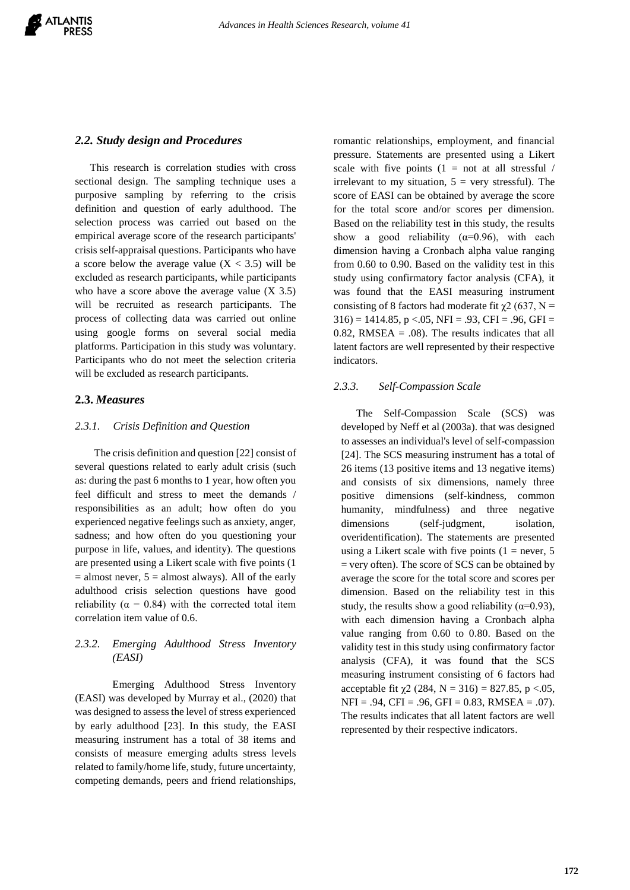### *2.2. Study design and Procedures*

This research is correlation studies with cross sectional design. The sampling technique uses a purposive sampling by referring to the crisis definition and question of early adulthood. The selection process was carried out based on the empirical average score of the research participants' crisis self-appraisal questions. Participants who have a score below the average value ($X < 3.5$) will be excluded as research participants, while participants who have a score above the average value (X 3.5) will be recruited as research participants. The process of collecting data was carried out online using google forms on several social media platforms. Participation in this study was voluntary. Participants who do not meet the selection criteria will be excluded as research participants.

## **2.3.** *Measures*

#### *2.3.1. Crisis Definition and Question*

The crisis definition and question [22] consist of several questions related to early adult crisis (such as: during the past 6 months to 1 year, how often you feel difficult and stress to meet the demands / responsibilities as an adult; how often do you experienced negative feelings such as anxiety, anger, sadness; and how often do you questioning your purpose in life, values, and identity). The questions are presented using a Likert scale with five points (1 = almost never, 5 = almost always). All of the early adulthood crisis selection questions have good reliability ($\alpha = 0.84$) with the corrected total item correlation item value of 0.6.

#### *2.3.2. Emerging Adulthood Stress Inventory (EASI)*

Emerging Adulthood Stress Inventory (EASI) was developed by Murray et al., (2020) that was designed to assess the level of stress experienced by early adulthood [23]. In this study, the EASI measuring instrument has a total of 38 items and consists of measure emerging adults stress levels related to family/home life, study, future uncertainty, competing demands, peers and friend relationships, romantic relationships, employment, and financial pressure. Statements are presented using a Likert scale with five points (1 = not at all stressful / irrelevant to my situation, 5 = very stressful). The score of EASI can be obtained by average the score for the total score and/or scores per dimension. Based on the reliability test in this study, the results show a good reliability ($\alpha$=0.96), with each dimension having a Cronbach alpha value ranging from 0.60 to 0.90. Based on the validity test in this study using confirmatory factor analysis (CFA), it was found that the EASI measuring instrument consisting of 8 factors had moderate fit $\chi 2$ (637, N = 316) = 1414.85, $p <.05$, NFI = .93, CFI = .96, GFI = 0.82, RMSEA = .08). The results indicates that all latent factors are well represented by their respective indicators.

#### *2.3.3. Self-Compassion Scale*

The Self-Compassion Scale (SCS) was developed by Neff et al (2003a). that was designed to assesses an individual's level of self-compassion [24]. The SCS measuring instrument has a total of 26 items (13 positive items and 13 negative items) and consists of six dimensions, namely three positive dimensions (self-kindness, common humanity, mindfulness) and three negative dimensions (self-judgment, isolation, overidentification). The statements are presented using a Likert scale with five points (1 = never, 5 = very often). The score of SCS can be obtained by average the score for the total score and scores per dimension. Based on the reliability test in this study, the results show a good reliability ($\alpha$=0.93), with each dimension having a Cronbach alpha value ranging from 0.60 to 0.80. Based on the validity test in this study using confirmatory factor analysis (CFA), it was found that the SCS measuring instrument consisting of 6 factors had acceptable fit $\chi 2$ (284, N = 316) = 827.85, $p <.05$, NFI = .94, CFI = .96, GFI = 0.83, RMSEA = .07). The results indicates that all latent factors are well represented by their respective indicators.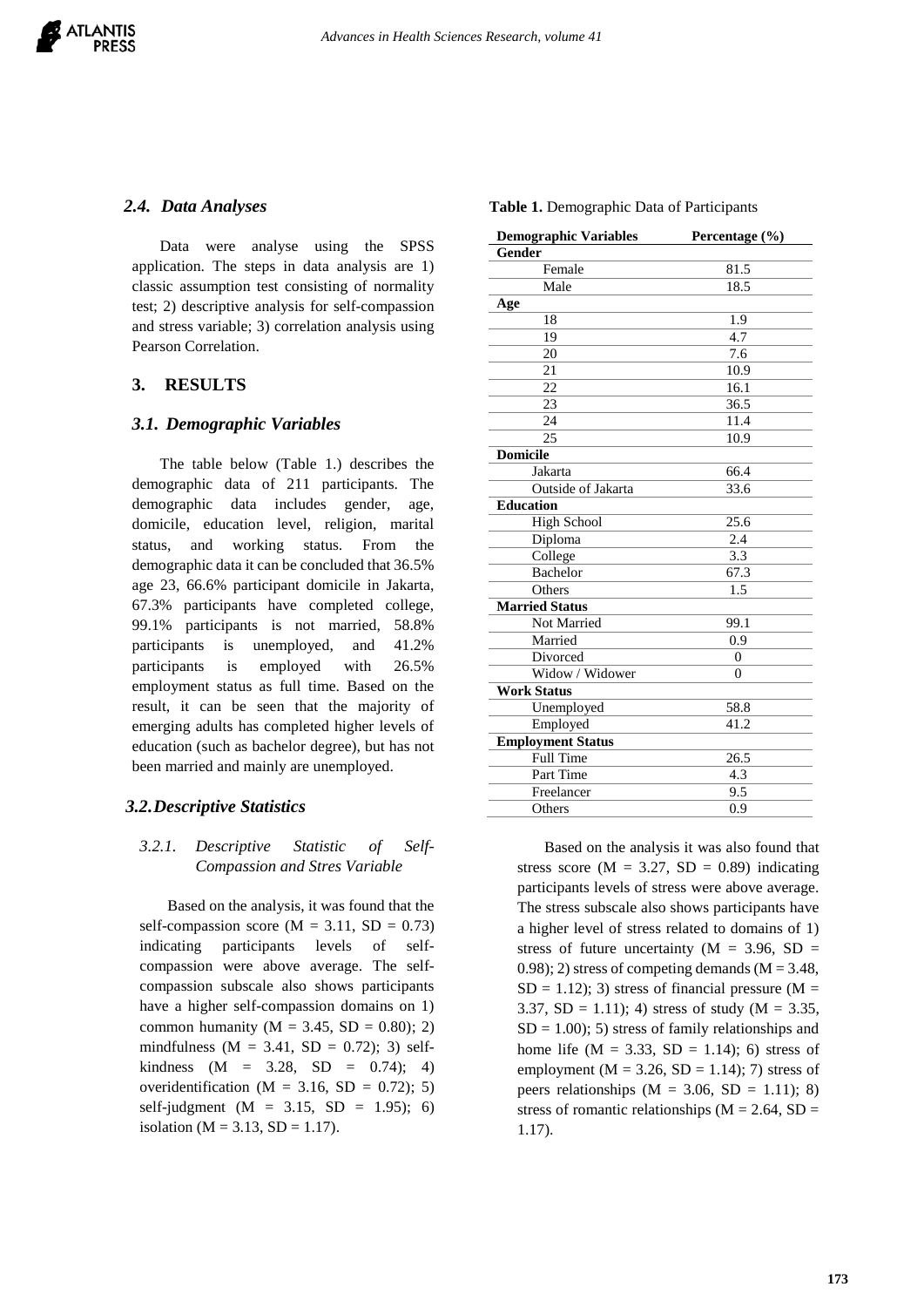### 2.4. Data Analyses

Data were analyse using the SPSS application. The steps in data analysis are 1) classic assumption test consisting of normality test; 2) descriptive analysis for self-compassion and stress variable; 3) correlation analysis using Pearson Correlation.

## 3. RESULTS

### 3.1. Demographic Variables

The table below (Table 1.) describes the demographic data of 211 participants. The demographic data includes gender, age, domicile, education level, religion, marital status, and working status. From the demographic data it can be concluded that 36.5% age 23, 66.6% participant domicile in Jakarta, 67.3% participants have completed college, 99.1% participants is not married, 58.8% participants is unemployed, and 41.2% participants is employed with 26.5% employment status as full time. Based on the result, it can be seen that the majority of emerging adults has completed higher levels of education (such as bachelor degree), but has not been married and mainly are unemployed.

**Table 1.** Demographic Data of Participants

| Demographic Variables | Percentage (%) |
|---|---|
| **Gender** | |
| Female | 81.5 |
| Male | 18.5 |
| **Age** | |
| 18 | 1.9 |
| 19 | 4.7 |
| 20 | 7.6 |
| 21 | 10.9 |
| 22 | 16.1 |
| 23 | 36.5 |
| 24 | 11.4 |
| 25 | 10.9 |
| **Domicile** | |
| Jakarta | 66.4 |
| Outside of Jakarta | 33.6 |
| **Education** | |
| High School | 25.6 |
| Diploma | 2.4 |
| College | 3.3 |
| Bachelor | 67.3 |
| Others | 1.5 |
| **Married Status** | |
| Not Married | 99.1 |
| Married | 0.9 |
| Divorced | 0 |
| Widow / Widower | 0 |
| **Work Status** | |
| Unemployed | 58.8 |
| Employed | 41.2 |
| **Employment Status** | |
| Full Time | 26.5 |
| Part Time | 4.3 |
| Freelancer | 9.5 |
| Others | 0.9 |

### 3.2. Descriptive Statistics

#### 3.2.1. *Descriptive Statistic of Self-Compassion and Stres Variable*

Based on the analysis, it was found that the self-compassion score ($M = 3.11$, $SD = 0.73$) indicating participants levels of self-compassion were above average. The self-compassion subscale also shows participants have a higher self-compassion domains on 1) common humanity ($M = 3.45$, $SD = 0.80$); 2) mindfulness ($M = 3.41$, $SD = 0.72$); 3) self-kindness ($M = 3.28$, $SD = 0.74$); 4) overidentification ($M = 3.16$, $SD = 0.72$); 5) self-judgment ($M = 3.15$, $SD = 1.95$); 6) isolation ($M = 3.13$, $SD = 1.17$).

Based on the analysis it was also found that stress score ($M = 3.27$, $SD = 0.89$) indicating participants levels of stress were above average. The stress subscale also shows participants have a higher level of stress related to domains of 1) stress of future uncertainty ($M = 3.96$, $SD = 0.98$); 2) stress of competing demands ($M = 3.48$, $SD = 1.12$); 3) stress of financial pressure ($M = 3.37$, $SD = 1.11$); 4) stress of study ($M = 3.35$, $SD = 1.00$); 5) stress of family relationships and home life ($M = 3.33$, $SD = 1.14$); 6) stress of employment ($M = 3.26$, $SD = 1.14$); 7) stress of peers relationships ($M = 3.06$, $SD = 1.11$); 8) stress of romantic relationships ($M = 2.64$, $SD = 1.17$).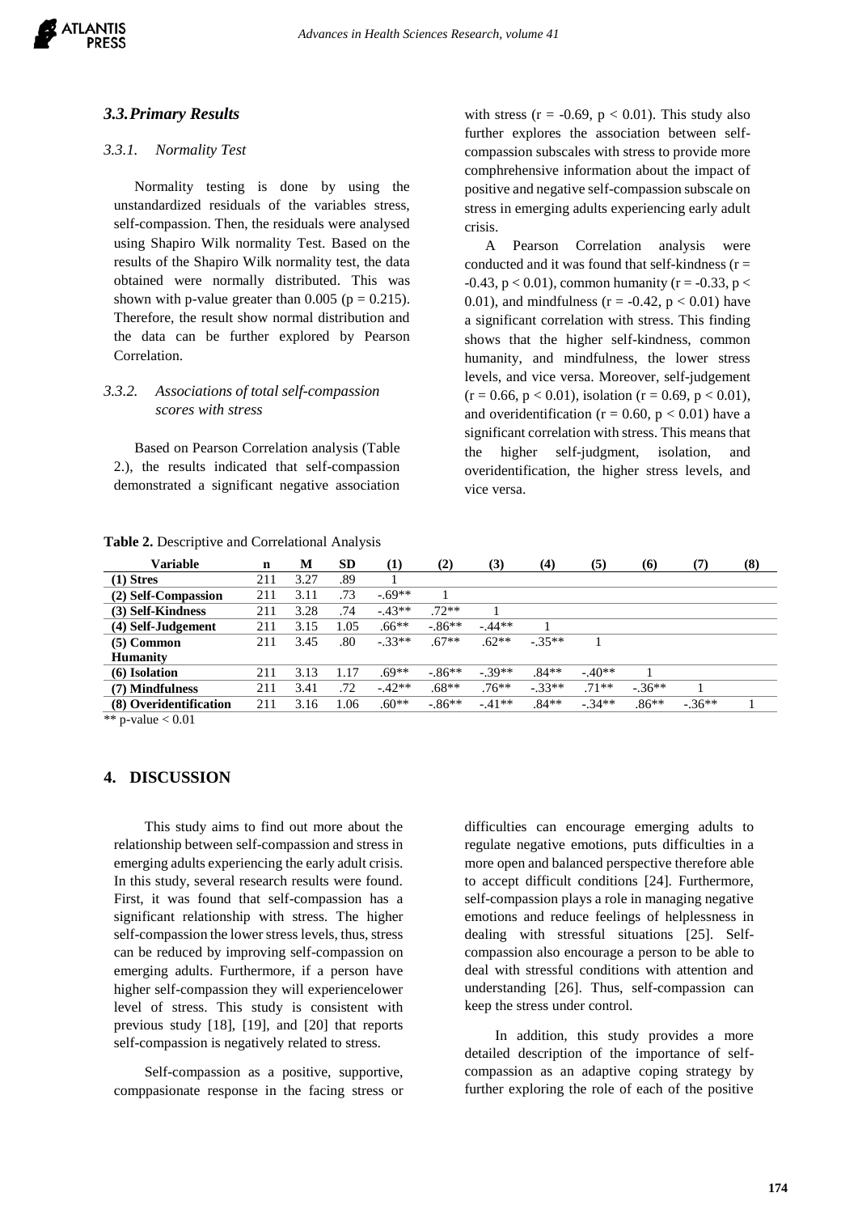### 3.3. Primary Results

#### 3.3.1. Normality Test

Normality testing is done by using the unstandardized residuals of the variables stress, self-compassion. Then, the residuals were analysed using Shapiro Wilk normality Test. Based on the results of the Shapiro Wilk normality test, the data obtained were normally distributed. This was shown with p-value greater than 0.005 ($p = 0.215$). Therefore, the result show normal distribution and the data can be further explored by Pearson Correlation.

#### 3.3.2. Associations of total self-compassion scores with stress

Based on Pearson Correlation analysis (Table 2.), the results indicated that self-compassion demonstrated a significant negative association with stress ($r = -0.69$, $p < 0.01$). This study also further explores the association between self-compassion subscales with stress to provide more comphrehensive information about the impact of positive and negative self-compassion subscale on stress in emerging adults experiencing early adult crisis.

A Pearson Correlation analysis were conducted and it was found that self-kindness ($r = -0.43$, $p < 0.01$), common humanity ($r = -0.33$, $p < 0.01$), and mindfulness ($r = -0.42$, $p < 0.01$) have a significant correlation with stress. This finding shows that the higher self-kindness, common humanity, and mindfulness, the lower stress levels, and vice versa. Moreover, self-judgement ($r = 0.66$, $p < 0.01$), isolation ($r = 0.69$, $p < 0.01$), and overidentification ($r = 0.60$, $p < 0.01$) have a significant correlation with stress. This means that the higher self-judgment, isolation, and overidentification, the higher stress levels, and vice versa.

**Table 2.** Descriptive and Correlational Analysis

| Variable | n | M | SD | (1) | (2) | (3) | (4) | (5) | (6) | (7) | (8) |
|---|---|---|---|---|---|---|---|---|---|---|---|
| (1) Stres | 211 | 3.27 | .89 | 1 | | | | | | | |
| (2) Self-Compassion | 211 | 3.11 | .73 | -.69** | 1 | | | | | | |
| (3) Self-Kindness | 211 | 3.28 | .74 | -.43** | .72** | 1 | | | | | |
| (4) Self-Judgement | 211 | 3.15 | 1.05 | .66** | -.86** | -.44** | 1 | | | | |
| (5) Common Humanity | 211 | 3.45 | .80 | -.33** | .67** | .62** | -.35** | 1 | | | |
| (6) Isolation | 211 | 3.13 | 1.17 | .69** | -.86** | -.39** | .84** | -.40** | 1 | | |
| (7) Mindfulness | 211 | 3.41 | .72 | -.42** | .68** | .76** | -.33** | .71** | -.36** | 1 | |
| (8) Overidentification | 211 | 3.16 | 1.06 | .60** | -.86** | -.41** | .84** | -.34** | .86** | -.36** | 1 |

** p-value < 0.01

## 4. DISCUSSION

This study aims to find out more about the relationship between self-compassion and stress in emerging adults experiencing the early adult crisis. In this study, several research results were found. First, it was found that self-compassion has a significant relationship with stress. The higher self-compassion the lower stress levels, thus, stress can be reduced by improving self-compassion on emerging adults. Furthermore, if a person have higher self-compassion they will experiencelower level of stress. This study is consistent with previous study [18], [19], and [20] that reports self-compassion is negatively related to stress.

Self-compassion as a positive, supportive, comppasionate response in the facing stress or difficulties can encourage emerging adults to regulate negative emotions, puts difficulties in a more open and balanced perspective therefore able to accept difficult conditions [24]. Furthermore, self-compassion plays a role in managing negative emotions and reduce feelings of helplessness in dealing with stressful situations [25]. Self-compassion also encourage a person to be able to deal with stressful conditions with attention and understanding [26]. Thus, self-compassion can keep the stress under control.

In addition, this study provides a more detailed description of the importance of self-compassion as an adaptive coping strategy by further exploring the role of each of the positive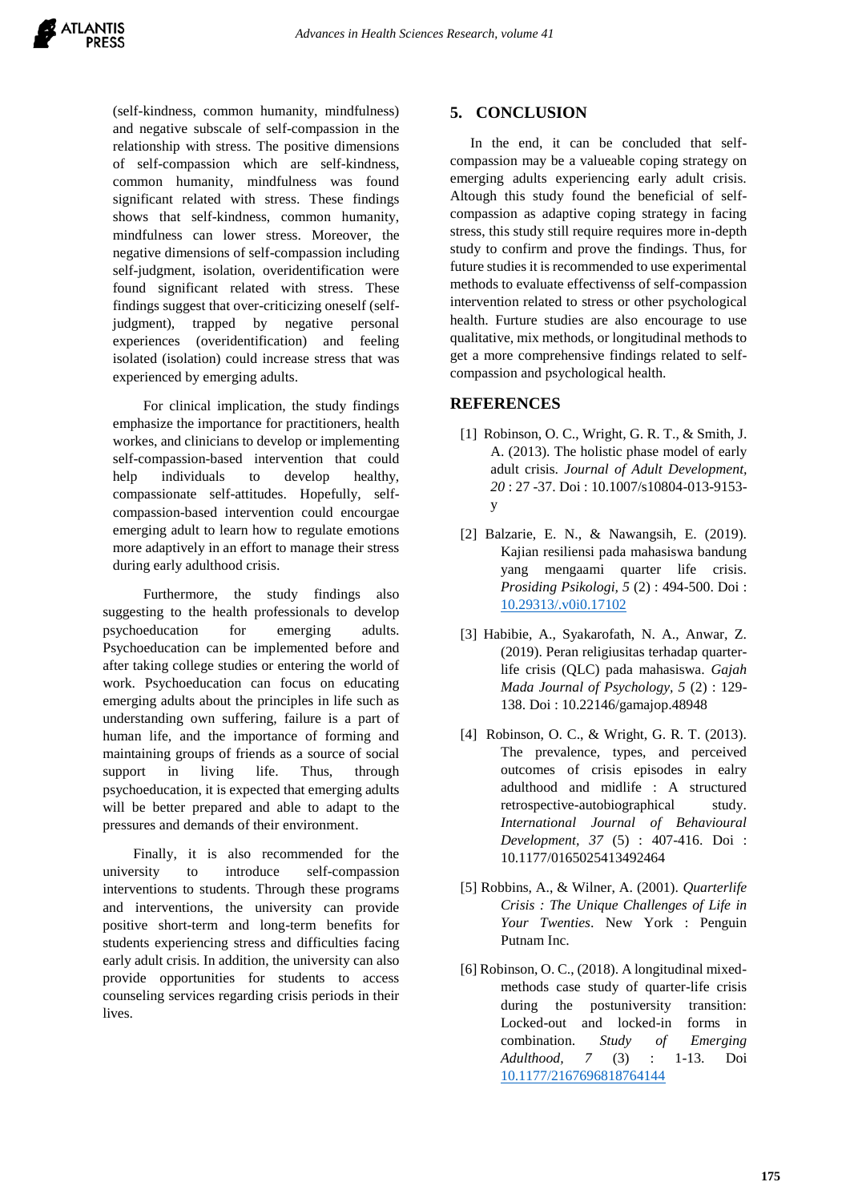(self-kindness, common humanity, mindfulness) and negative subscale of self-compassion in the relationship with stress. The positive dimensions of self-compassion which are self-kindness, common humanity, mindfulness was found significant related with stress. These findings shows that self-kindness, common humanity, mindfulness can lower stress. Moreover, the negative dimensions of self-compassion including self-judgment, isolation, overidentification were found significant related with stress. These findings suggest that over-criticizing oneself (self-judgment), trapped by negative personal experiences (overidentification) and feeling isolated (isolation) could increase stress that was experienced by emerging adults.

For clinical implication, the study findings emphasize the importance for practitioners, health workes, and clinicians to develop or implementing self-compassion-based intervention that could help individuals to develop healthy, compassionate self-attitudes. Hopefully, self-compassion-based intervention could encourgae emerging adult to learn how to regulate emotions more adaptively in an effort to manage their stress during early adulthood crisis.

Furthermore, the study findings also suggesting to the health professionals to develop psychoeducation for emerging adults. Psychoeducation can be implemented before and after taking college studies or entering the world of work. Psychoeducation can focus on educating emerging adults about the principles in life such as understanding own suffering, failure is a part of human life, and the importance of forming and maintaining groups of friends as a source of social support in living life. Thus, through psychoeducation, it is expected that emerging adults will be better prepared and able to adapt to the pressures and demands of their environment.

Finally, it is also recommended for the university to introduce self-compassion interventions to students. Through these programs and interventions, the university can provide positive short-term and long-term benefits for students experiencing stress and difficulties facing early adult crisis. In addition, the university can also provide opportunities for students to access counseling services regarding crisis periods in their lives.

## 5. CONCLUSION

In the end, it can be concluded that self-compassion may be a valueable coping strategy on emerging adults experiencing early adult crisis. Altough this study found the beneficial of self-compassion as adaptive coping strategy in facing stress, this study still require requires more in-depth study to confirm and prove the findings. Thus, for future studies it is recommended to use experimental methods to evaluate effectivenss of self-compassion intervention related to stress or other psychological health. Furture studies are also encourage to use qualitative, mix methods, or longitudinal methods to get a more comprehensive findings related to self-compassion and psychological health.

## REFERENCES

[1] Robinson, O. C., Wright, G. R. T., & Smith, J. A. (2013). The holistic phase model of early adult crisis. *Journal of Adult Development, 20* : 27 -37. Doi : 10.1007/s10804-013-9153-y

[2] Balzarie, E. N., & Nawangsih, E. (2019). Kajian resiliensi pada mahasiswa bandung yang mengaami quarter life crisis. *Prosiding Psikologi, 5* (2) : 494-500. Doi : 10.29313/.v0i0.17102

[3] Habibie, A., Syakarofath, N. A., Anwar, Z. (2019). Peran religiusitas terhadap quarter-life crisis (QLC) pada mahasiswa. *Gajah Mada Journal of Psychology, 5* (2) : 129-138. Doi : 10.22146/gamajop.48948

[4] Robinson, O. C., & Wright, G. R. T. (2013). The prevalence, types, and perceived outcomes of crisis episodes in ealry adulthood and midlife : A structured retrospective-autobiographical study. *International Journal of Behavioural Development, 37* (5) : 407-416. Doi : 10.1177/0165025413492464

[5] Robbins, A., & Wilner, A. (2001). *Quarterlife Crisis : The Unique Challenges of Life in Your Twenties*. New York : Penguin Putnam Inc.

[6] Robinson, O. C., (2018). A longitudinal mixed-methods case study of quarter-life crisis during the postuniversity transition: Locked-out and locked-in forms in combination. *Study of Emerging Adulthood, 7* (3) : 1-13. Doi 10.1177/2167696818764144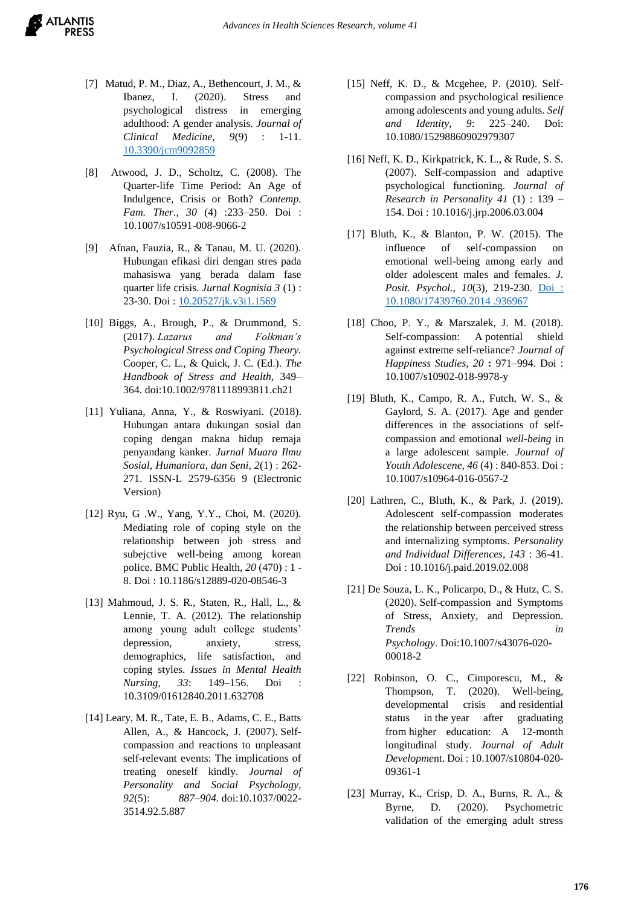[7] Matud, P. M., Diaz, A., Bethencourt, J. M., & Ibanez, I. (2020). Stress and psychological distress in emerging adulthood: A gender analysis. *Journal of Clinical Medicine, 9*(9) : 1-11. 10.3390/jcm9092859

[8] Atwood, J. D., Scholtz, C. (2008). The Quarter-life Time Period: An Age of Indulgence, Crisis or Both? *Contemp. Fam. Ther., 30* (4) :233–250. Doi : 10.1007/s10591-008-9066-2

[9] Afnan, Fauzia, R., & Tanau, M. U. (2020). Hubungan efikasi diri dengan stres pada mahasiswa yang berada dalam fase quarter life crisis. *Jurnal Kognisia 3* (1) : 23-30. Doi : 10.20527/jk.v3i1.1569

[10] Biggs, A., Brough, P., & Drummond, S. (2017). *Lazarus and Folkman's Psychological Stress and Coping Theory.* Cooper, C. L., & Quick, J. C. (Ed.). *The Handbook of Stress and Health,* 349–364. doi:10.1002/9781118993811.ch21

[11] Yuliana, Anna, Y., & Roswiyani. (2018). Hubungan antara dukungan sosial dan coping dengan makna hidup remaja penyandang kanker. *Jurnal Muara Ilmu Sosial, Humaniora, dan Seni, 2*(1) : 262-271. ISSN-L 2579-6356 9 (Electronic Version)

[12] Ryu, G .W., Yang, Y.Y., Choi, M. (2020). Mediating role of coping style on the relationship between job stress and subejctive well-being among korean police. BMC Public Health, *20* (470) : 1 - 8. Doi : 10.1186/s12889-020-08546-3

[13] Mahmoud, J. S. R., Staten, R., Hall, L., & Lennie, T. A. (2012). The relationship among young adult college students' depression, anxiety, stress, demographics, life satisfaction, and coping styles. *Issues in Mental Health Nursing, 33*: 149–156. Doi : 10.3109/01612840.2011.632708

[14] Leary, M. R., Tate, E. B., Adams, C. E., Batts Allen, A., & Hancock, J. (2007). Self-compassion and reactions to unpleasant self-relevant events: The implications of treating oneself kindly. *Journal of Personality and Social Psychology, 92*(5): *887–904.* doi:10.1037/0022-3514.92.5.887

[15] Neff, K. D., & Mcgehee, P. (2010). Self-compassion and psychological resilience among adolescents and young adults. *Self and Identity, 9*: 225–240. Doi: 10.1080/15298860902979307

[16] Neff, K. D., Kirkpatrick, K. L., & Rude, S. S. (2007). Self-compassion and adaptive psychological functioning. *Journal of Research in Personality 41* (1) : 139 – 154. Doi : 10.1016/j.jrp.2006.03.004

[17] Bluth, K., & Blanton, P. W. (2015). The influence of self-compassion on emotional well-being among early and older adolescent males and females. *J. Posit. Psychol., 10*(3), 219-230. Doi : 10.1080/17439760.2014 .936967

[18] Choo, P. Y., & Marszalek, J. M. (2018). Self-compassion: A potential shield against extreme self-reliance? *Journal of Happiness Studies, 20* **:** 971–994. Doi : 10.1007/s10902-018-9978-y

[19] Bluth, K., Campo, R. A., Futch, W. S., & Gaylord, S. A. (2017). Age and gender differences in the associations of self-compassion and emotional *well-being* in a large adolescent sample. *Journal of Youth Adolescene, 46* (4) : 840-853. Doi : 10.1007/s10964-016-0567-2

[20] Lathren, C., Bluth, K., & Park, J. (2019). Adolescent self-compassion moderates the relationship between perceived stress and internalizing symptoms. *Personality and Individual Differences, 143* : 36-41. Doi : 10.1016/j.paid.2019.02.008

[21] De Souza, L. K., Policarpo, D., & Hutz, C. S. (2020). Self-compassion and Symptoms of Stress, Anxiety, and Depression. *Trends in Psychology.* Doi:10.1007/s43076-020-00018-2

[22] Robinson, O. C., Cimporescu, M., & Thompson, T. (2020). Well-being, developmental crisis and residential status in the year after graduating from higher education: A 12-month longitudinal study. *Journal of Adult Development.* Doi : 10.1007/s10804-020-09361-1

[23] Murray, K., Crisp, D. A., Burns, R. A., & Byrne, D. (2020). Psychometric validation of the emerging adult stress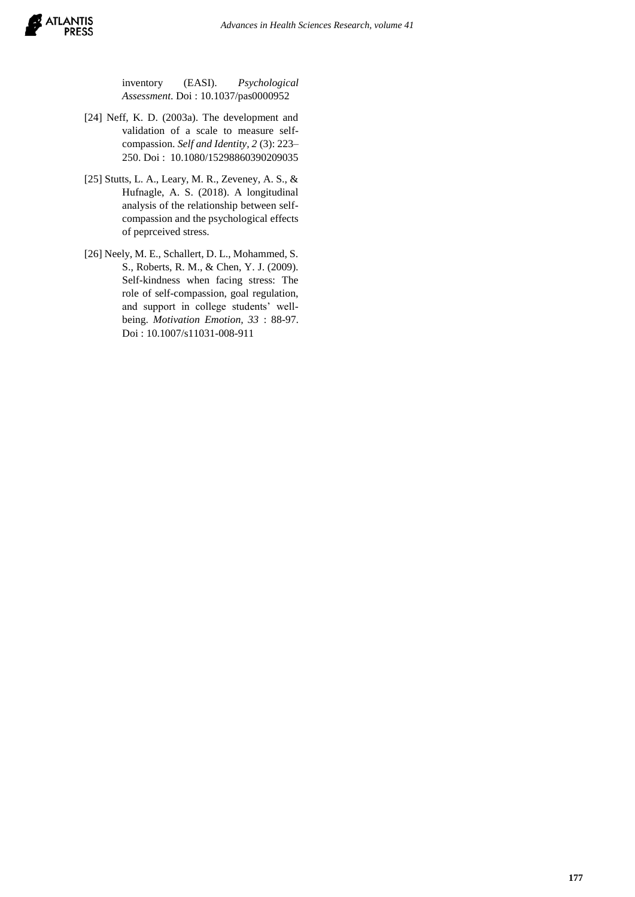inventory (EASI). *Psychological Assessment.* Doi : 10.1037/pas0000952

[24] Neff, K. D. (2003a). The development and validation of a scale to measure self-compassion. *Self and Identity, 2* (3): 223–250. Doi : 10.1080/15298860390209035

[25] Stutts, L. A., Leary, M. R., Zeveney, A. S., & Hufnagle, A. S. (2018). A longitudinal analysis of the relationship between self-compassion and the psychological effects of peprceived stress.

[26] Neely, M. E., Schallert, D. L., Mohammed, S. S., Roberts, R. M., & Chen, Y. J. (2009). Self-kindness when facing stress: The role of self-compassion, goal regulation, and support in college students' well-being. *Motivation Emotion, 33* : 88-97. Doi : 10.1007/s11031-008-911